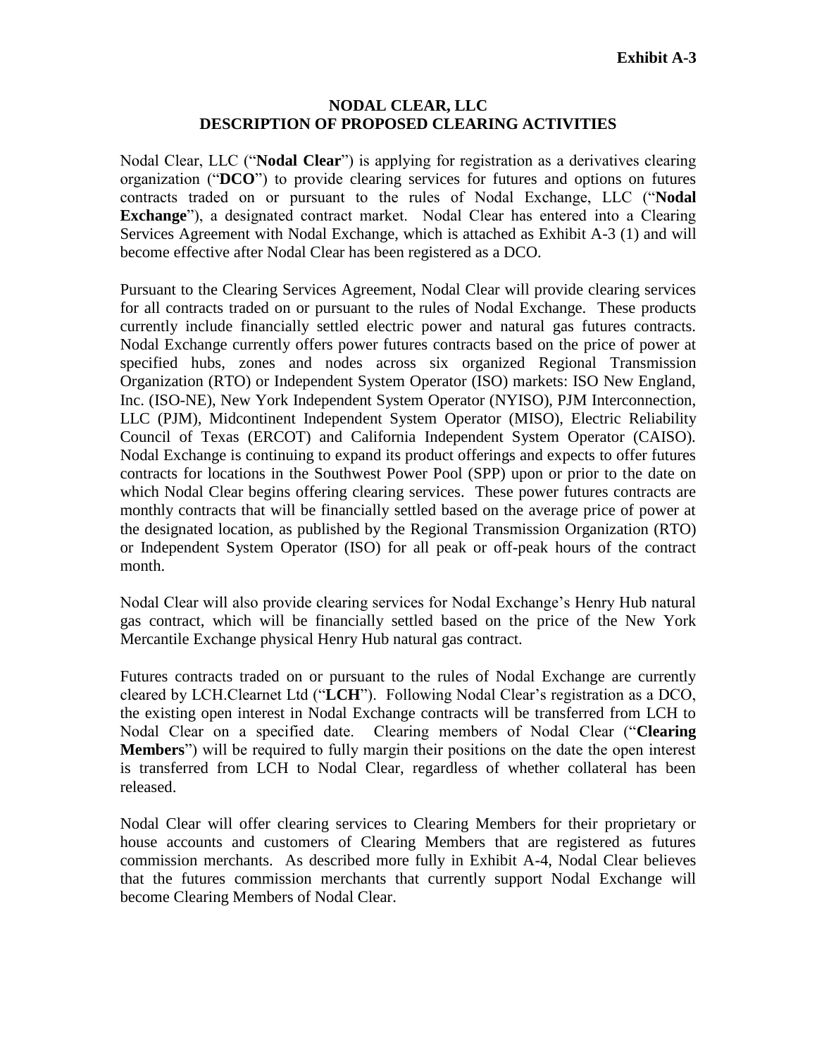**Exhibit A-3**

# NODAL CLEAR, LLC
## DESCRIPTION OF PROPOSED CLEARING ACTIVITIES

Nodal Clear, LLC ("**Nodal Clear**") is applying for registration as a derivatives clearing organization ("**DCO**") to provide clearing services for futures and options on futures contracts traded on or pursuant to the rules of Nodal Exchange, LLC ("**Nodal Exchange**"), a designated contract market. Nodal Clear has entered into a Clearing Services Agreement with Nodal Exchange, which is attached as Exhibit A-3 (1) and will become effective after Nodal Clear has been registered as a DCO.

Pursuant to the Clearing Services Agreement, Nodal Clear will provide clearing services for all contracts traded on or pursuant to the rules of Nodal Exchange. These products currently include financially settled electric power and natural gas futures contracts. Nodal Exchange currently offers power futures contracts based on the price of power at specified hubs, zones and nodes across six organized Regional Transmission Organization (RTO) or Independent System Operator (ISO) markets: ISO New England, Inc. (ISO-NE), New York Independent System Operator (NYISO), PJM Interconnection, LLC (PJM), Midcontinent Independent System Operator (MISO), Electric Reliability Council of Texas (ERCOT) and California Independent System Operator (CAISO). Nodal Exchange is continuing to expand its product offerings and expects to offer futures contracts for locations in the Southwest Power Pool (SPP) upon or prior to the date on which Nodal Clear begins offering clearing services. These power futures contracts are monthly contracts that will be financially settled based on the average price of power at the designated location, as published by the Regional Transmission Organization (RTO) or Independent System Operator (ISO) for all peak or off-peak hours of the contract month.

Nodal Clear will also provide clearing services for Nodal Exchange's Henry Hub natural gas contract, which will be financially settled based on the price of the New York Mercantile Exchange physical Henry Hub natural gas contract.

Futures contracts traded on or pursuant to the rules of Nodal Exchange are currently cleared by LCH.Clearnet Ltd ("**LCH**"). Following Nodal Clear's registration as a DCO, the existing open interest in Nodal Exchange contracts will be transferred from LCH to Nodal Clear on a specified date. Clearing members of Nodal Clear ("**Clearing Members**") will be required to fully margin their positions on the date the open interest is transferred from LCH to Nodal Clear, regardless of whether collateral has been released.

Nodal Clear will offer clearing services to Clearing Members for their proprietary or house accounts and customers of Clearing Members that are registered as futures commission merchants. As described more fully in Exhibit A-4, Nodal Clear believes that the futures commission merchants that currently support Nodal Exchange will become Clearing Members of Nodal Clear.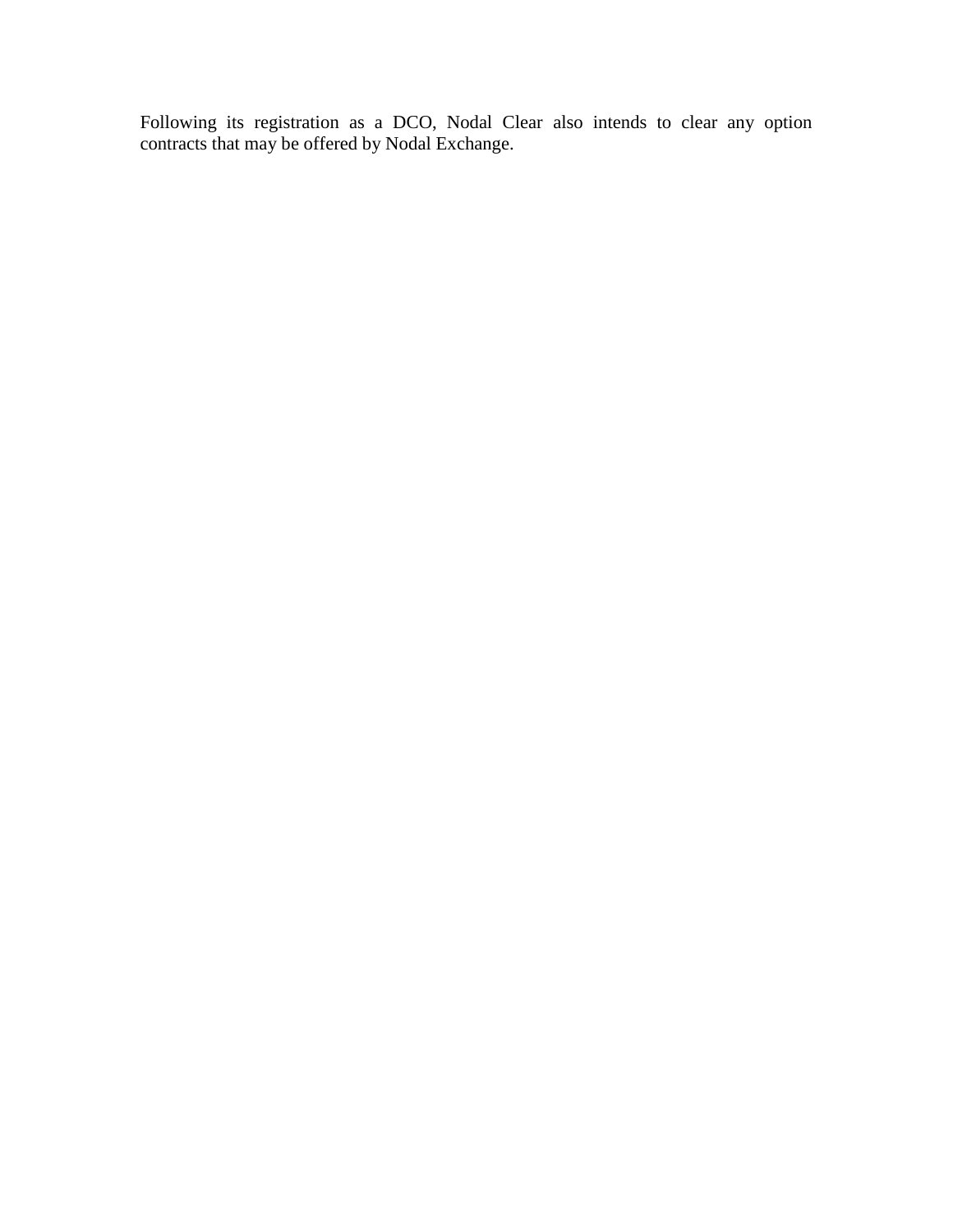Following its registration as a DCO, Nodal Clear also intends to clear any option contracts that may be offered by Nodal Exchange.